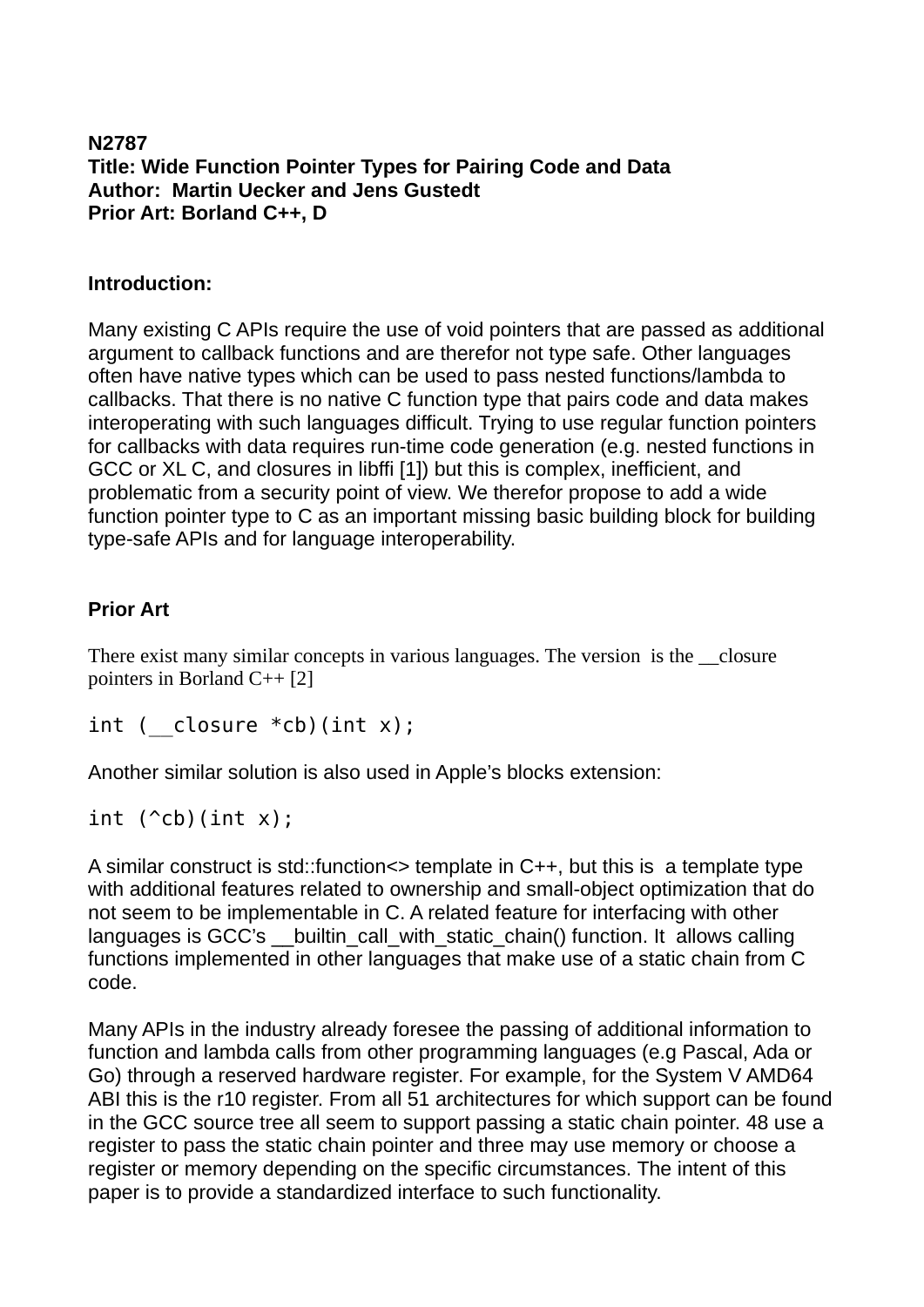**N2787**
**Title: Wide Function Pointer Types for Pairing Code and Data**
**Author: Martin Uecker and Jens Gustedt**
**Prior Art: Borland C++, D**

## Introduction:

Many existing C APIs require the use of void pointers that are passed as additional argument to callback functions and are therefor not type safe. Other languages often have native types which can be used to pass nested functions/lambda to callbacks. That there is no native C function type that pairs code and data makes interoperating with such languages difficult. Trying to use regular function pointers for callbacks with data requires run-time code generation (e.g. nested functions in GCC or XL C, and closures in libffi [1]) but this is complex, inefficient, and problematic from a security point of view. We therefor propose to add a wide function pointer type to C as an important missing basic building block for building type-safe APIs and for language interoperability.

## Prior Art

There exist many similar concepts in various languages. The version is the __closure pointers in Borland C++ [2]

```
int (__closure *cb)(int x);
```

Another similar solution is also used in Apple's blocks extension:

```
int (^cb)(int x);
```

A similar construct is std::function<> template in C++, but this is a template type with additional features related to ownership and small-object optimization that do not seem to be implementable in C. A related feature for interfacing with other languages is GCC's __builtin_call_with_static_chain() function. It allows calling functions implemented in other languages that make use of a static chain from C code.

Many APIs in the industry already foresee the passing of additional information to function and lambda calls from other programming languages (e.g Pascal, Ada or Go) through a reserved hardware register. For example, for the System V AMD64 ABI this is the r10 register. From all 51 architectures for which support can be found in the GCC source tree all seem to support passing a static chain pointer. 48 use a register to pass the static chain pointer and three may use memory or choose a register or memory depending on the specific circumstances. The intent of this paper is to provide a standardized interface to such functionality.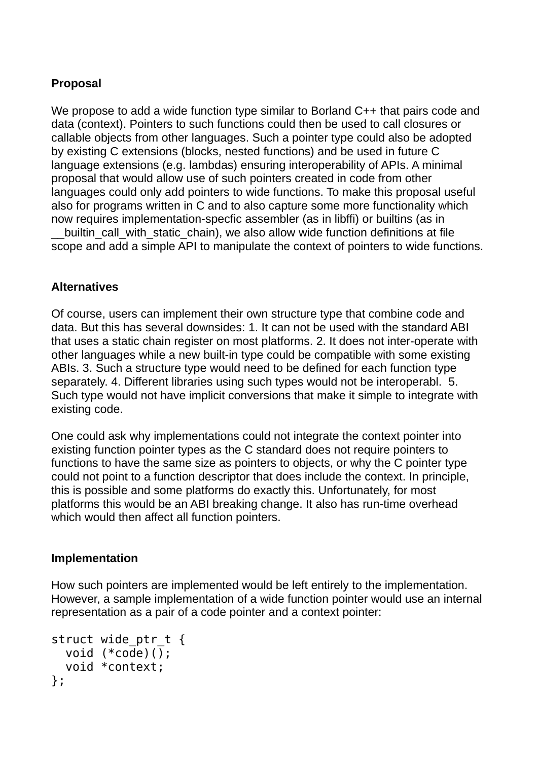**Proposal**

We propose to add a wide function type similar to Borland C++ that pairs code and data (context). Pointers to such functions could then be used to call closures or callable objects from other languages. Such a pointer type could also be adopted by existing C extensions (blocks, nested functions) and be used in future C language extensions (e.g. lambdas) ensuring interoperability of APIs. A minimal proposal that would allow use of such pointers created in code from other languages could only add pointers to wide functions. To make this proposal useful also for programs written in C and to also capture some more functionality which now requires implementation-specfic assembler (as in libffi) or builtins (as in __builtin_call_with_static_chain), we also allow wide function definitions at file scope and add a simple API to manipulate the context of pointers to wide functions.

**Alternatives**

Of course, users can implement their own structure type that combine code and data. But this has several downsides: 1. It can not be used with the standard ABI that uses a static chain register on most platforms. 2. It does not inter-operate with other languages while a new built-in type could be compatible with some existing ABIs. 3. Such a structure type would need to be defined for each function type separately. 4. Different libraries using such types would not be interoperabl. 5. Such type would not have implicit conversions that make it simple to integrate with existing code.

One could ask why implementations could not integrate the context pointer into existing function pointer types as the C standard does not require pointers to functions to have the same size as pointers to objects, or why the C pointer type could not point to a function descriptor that does include the context. In principle, this is possible and some platforms do exactly this. Unfortunately, for most platforms this would be an ABI breaking change. It also has run-time overhead which would then affect all function pointers.

**Implementation**

How such pointers are implemented would be left entirely to the implementation. However, a sample implementation of a wide function pointer would use an internal representation as a pair of a code pointer and a context pointer:

```
struct wide_ptr_t {
  void (*code)();
  void *context;
};
```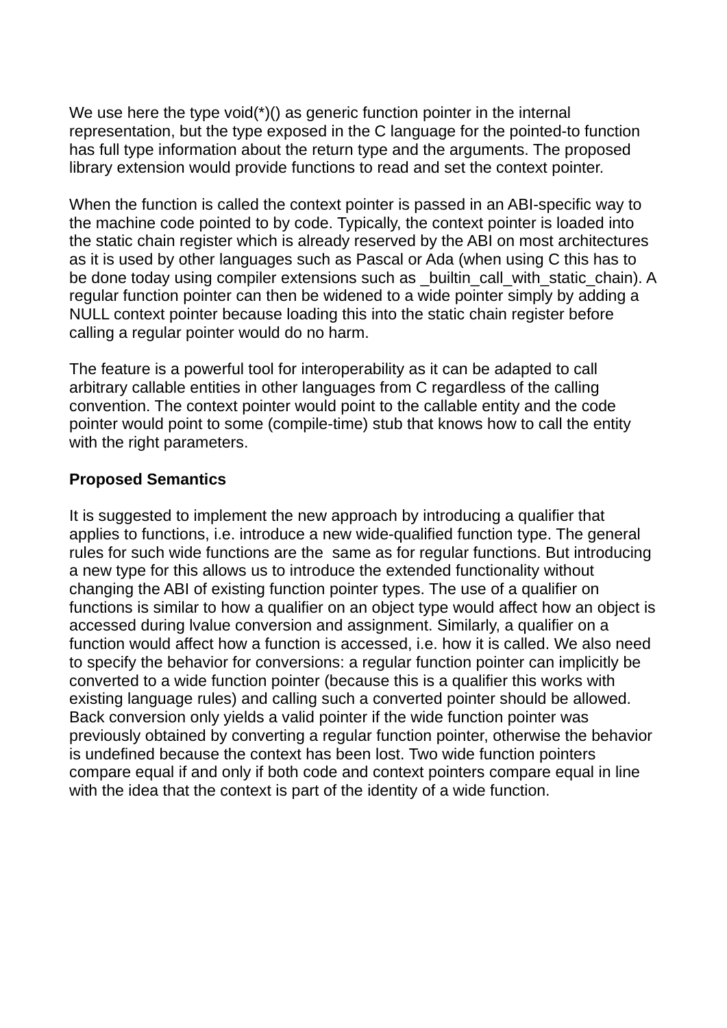We use here the type void(*)() as generic function pointer in the internal representation, but the type exposed in the C language for the pointed-to function has full type information about the return type and the arguments. The proposed library extension would provide functions to read and set the context pointer.

When the function is called the context pointer is passed in an ABI-specific way to the machine code pointed to by code. Typically, the context pointer is loaded into the static chain register which is already reserved by the ABI on most architectures as it is used by other languages such as Pascal or Ada (when using C this has to be done today using compiler extensions such as _builtin_call_with_static_chain). A regular function pointer can then be widened to a wide pointer simply by adding a NULL context pointer because loading this into the static chain register before calling a regular pointer would do no harm.

The feature is a powerful tool for interoperability as it can be adapted to call arbitrary callable entities in other languages from C regardless of the calling convention. The context pointer would point to the callable entity and the code pointer would point to some (compile-time) stub that knows how to call the entity with the right parameters.

**Proposed Semantics**

It is suggested to implement the new approach by introducing a qualifier that applies to functions, i.e. introduce a new wide-qualified function type. The general rules for such wide functions are the same as for regular functions. But introducing a new type for this allows us to introduce the extended functionality without changing the ABI of existing function pointer types. The use of a qualifier on functions is similar to how a qualifier on an object type would affect how an object is accessed during lvalue conversion and assignment. Similarly, a qualifier on a function would affect how a function is accessed, i.e. how it is called. We also need to specify the behavior for conversions: a regular function pointer can implicitly be converted to a wide function pointer (because this is a qualifier this works with existing language rules) and calling such a converted pointer should be allowed. Back conversion only yields a valid pointer if the wide function pointer was previously obtained by converting a regular function pointer, otherwise the behavior is undefined because the context has been lost. Two wide function pointers compare equal if and only if both code and context pointers compare equal in line with the idea that the context is part of the identity of a wide function.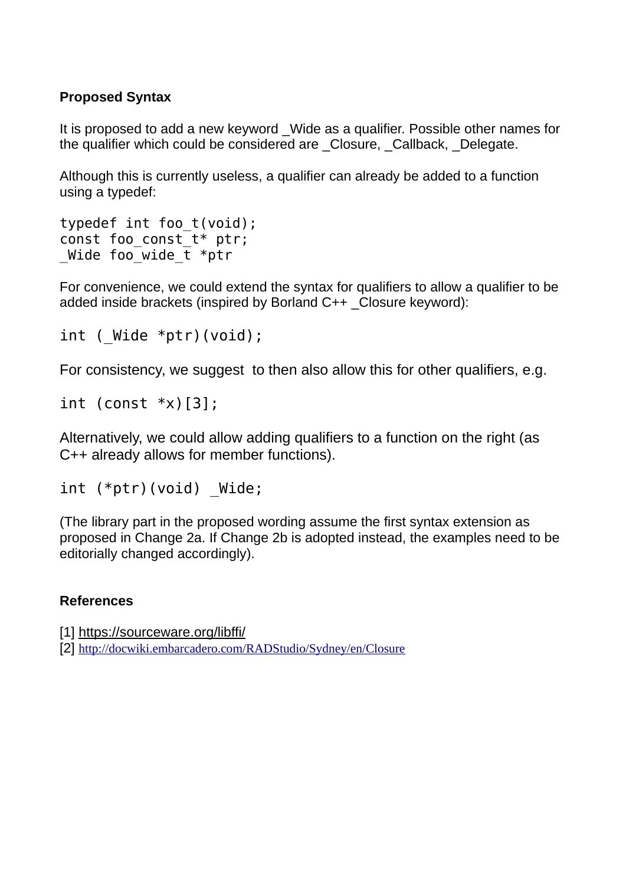**Proposed Syntax**

It is proposed to add a new keyword _Wide as a qualifier. Possible other names for the qualifier which could be considered are _Closure, _Callback, _Delegate.

Although this is currently useless, a qualifier can already be added to a function using a typedef:

```
typedef int foo_t(void);
const foo_const_t* ptr;
_Wide foo_wide_t *ptr
```

For convenience, we could extend the syntax for qualifiers to allow a qualifier to be added inside brackets (inspired by Borland C++ _Closure keyword):

```
int (_Wide *ptr)(void);
```

For consistency, we suggest to then also allow this for other qualifiers, e.g.

```
int (const *x)[3];
```

Alternatively, we could allow adding qualifiers to a function on the right (as C++ already allows for member functions).

```
int (*ptr)(void) _Wide;
```

(The library part in the proposed wording assume the first syntax extension as proposed in Change 2a. If Change 2b is adopted instead, the examples need to be editorially changed accordingly).

**References**

[1] https://sourceware.org/libffi/
[2] http://docwiki.embarcadero.com/RADStudio/Sydney/en/Closure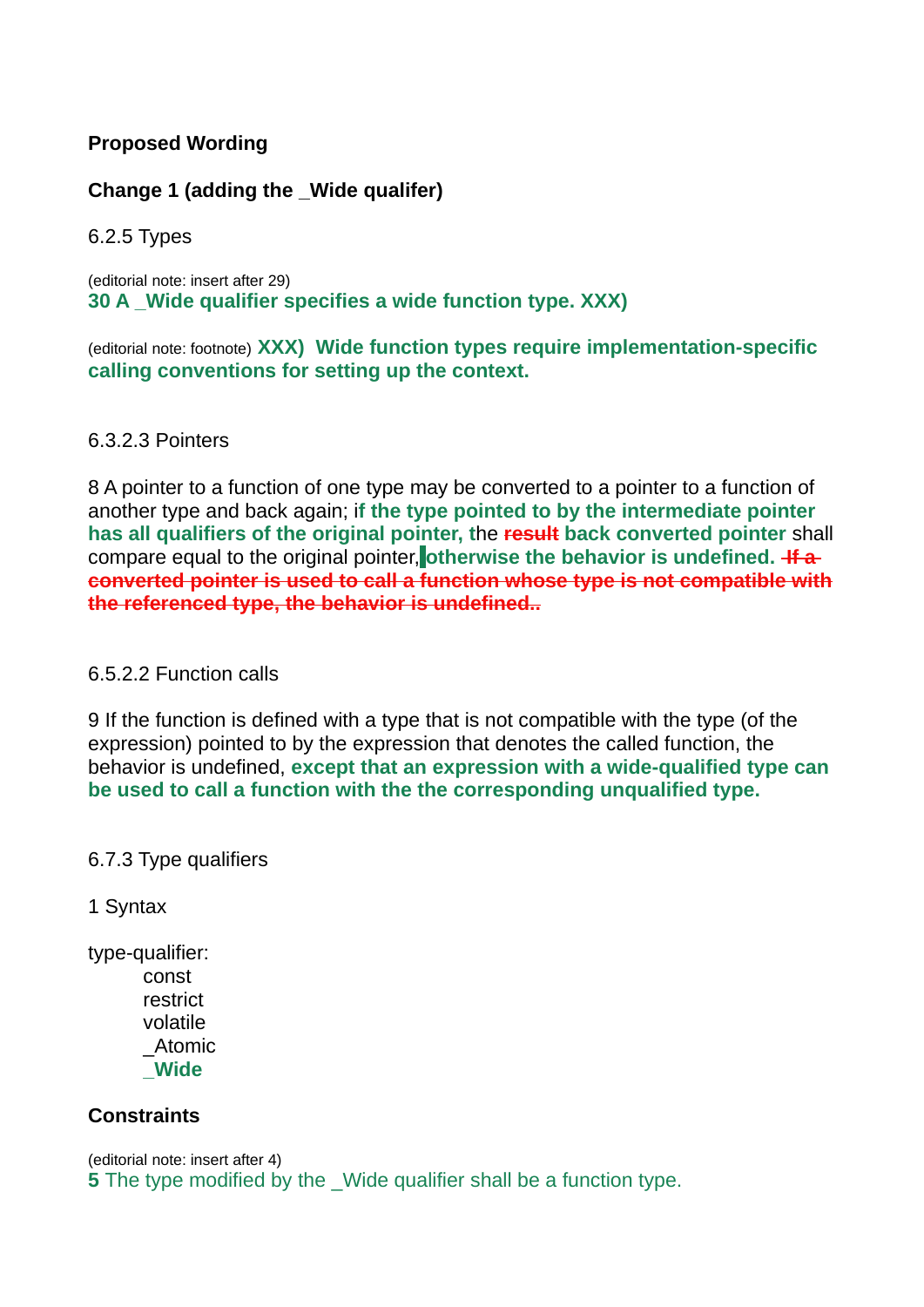**Proposed Wording**

**Change 1 (adding the _Wide qualifer)**

6.2.5 Types

(editorial note: insert after 29)
**30 A _Wide qualifier specifies a wide function type. XXX)**

(editorial note: footnote) **XXX) Wide function types require implementation-specific calling conventions for setting up the context.**

6.3.2.3 Pointers

8 A pointer to a function of one type may be converted to a pointer to a function of another type and back again; i**f the type pointed to by the intermediate pointer has all qualifiers of the original pointer,** the ~~**result**~~ **back converted pointer** shall compare equal to the original pointer, **otherwise the behavior is undefined.** ~~**If a converted pointer is used to call a function whose type is not compatible with the referenced type, the behavior is undefined..**~~

6.5.2.2 Function calls

9 If the function is defined with a type that is not compatible with the type (of the expression) pointed to by the expression that denotes the called function, the behavior is undefined, **except that an expression with a wide-qualified type can be used to call a function with the the corresponding unqualified type.**

6.7.3 Type qualifiers

1 Syntax

type-qualifier:
    const
    restrict
    volatile
    _Atomic
    **_Wide**

**Constraints**

(editorial note: insert after 4)
**5** The type modified by the _Wide qualifier shall be a function type.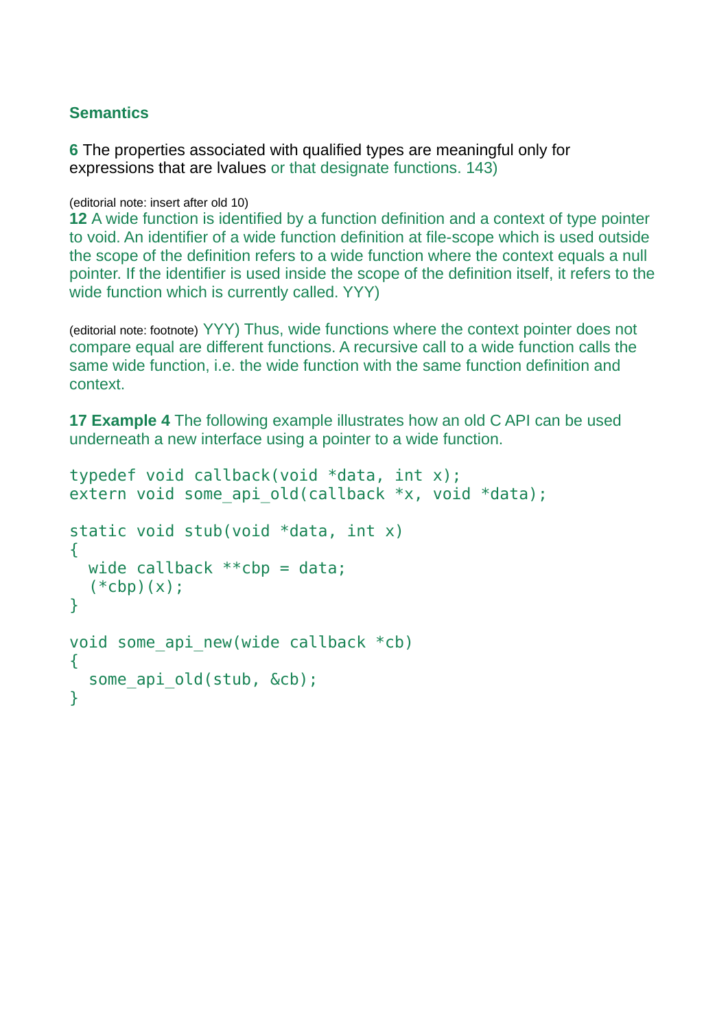### Semantics

**6** The properties associated with qualified types are meaningful only for expressions that are lvalues or that designate functions. 143)

(editorial note: insert after old 10)

**12** A wide function is identified by a function definition and a context of type pointer to void. An identifier of a wide function definition at file-scope which is used outside the scope of the definition refers to a wide function where the context equals a null pointer. If the identifier is used inside the scope of the definition itself, it refers to the wide function which is currently called. YYY)

(editorial note: footnote) YYY) Thus, wide functions where the context pointer does not compare equal are different functions. A recursive call to a wide function calls the same wide function, i.e. the wide function with the same function definition and context.

**17 Example 4** The following example illustrates how an old C API can be used underneath a new interface using a pointer to a wide function.

```
typedef void callback(void *data, int x);
extern void some_api_old(callback *x, void *data);

static void stub(void *data, int x)
{
  wide callback **cbp = data;
  (*cbp)(x);
}

void some_api_new(wide callback *cb)
{
  some_api_old(stub, &cb);
}
```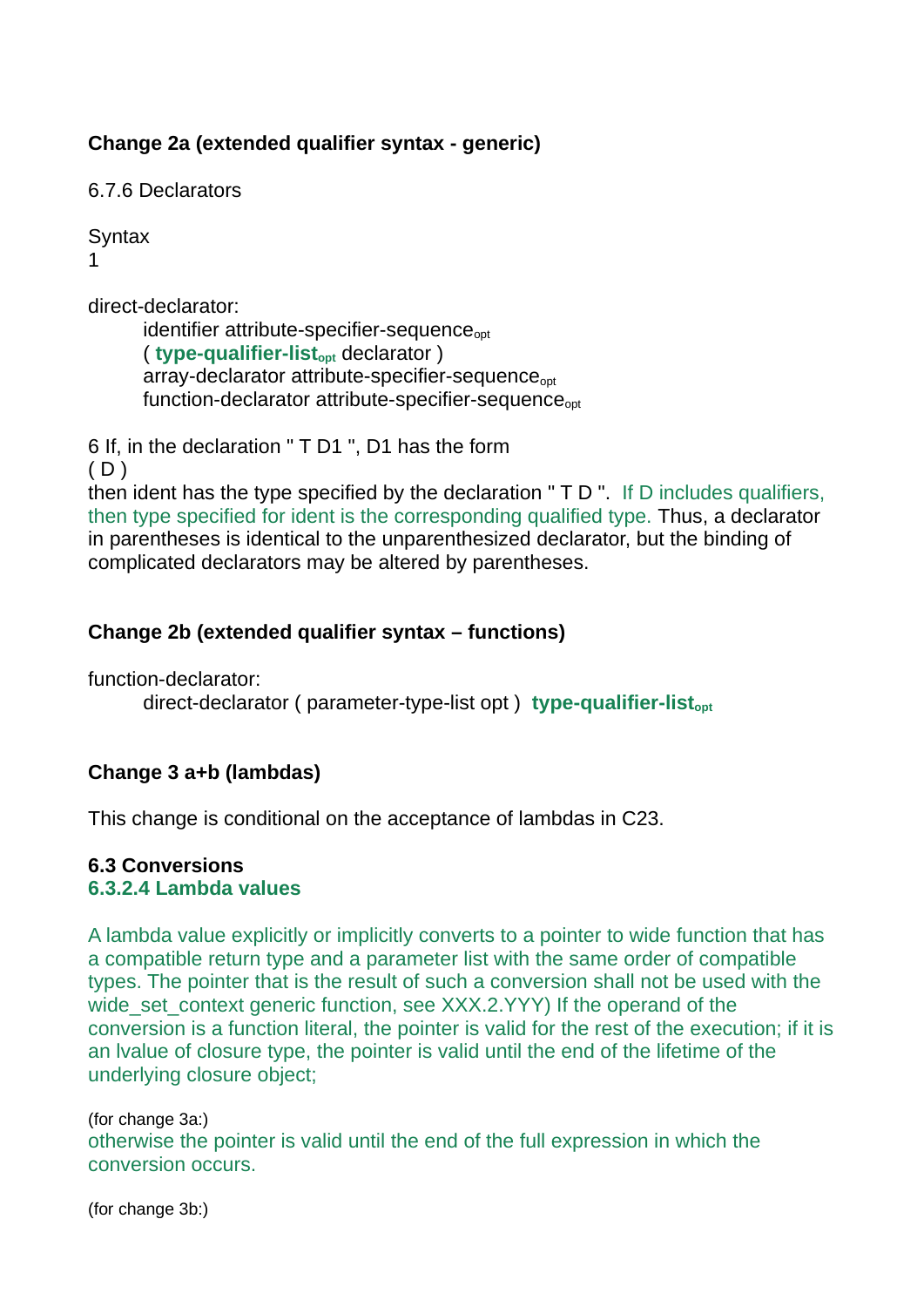**Change 2a (extended qualifier syntax - generic)**

6.7.6 Declarators

Syntax
1

direct-declarator:
  identifier attribute-specifier-sequence$_{opt}$
  ( **type-qualifier-list$_{opt}$** declarator )
  array-declarator attribute-specifier-sequence$_{opt}$
  function-declarator attribute-specifier-sequence$_{opt}$

6 If, in the declaration " T D1 ", D1 has the form
( D )
then ident has the type specified by the declaration " T D ".  If D includes qualifiers, then type specified for ident is the corresponding qualified type. Thus, a declarator in parentheses is identical to the unparenthesized declarator, but the binding of complicated declarators may be altered by parentheses.

**Change 2b (extended qualifier syntax – functions)**

function-declarator:
  direct-declarator ( parameter-type-list opt )  **type-qualifier-list$_{opt}$**

**Change 3 a+b (lambdas)**

This change is conditional on the acceptance of lambdas in C23.

**6.3 Conversions**
**6.3.2.4 Lambda values**

A lambda value explicitly or implicitly converts to a pointer to wide function that has a compatible return type and a parameter list with the same order of compatible types. The pointer that is the result of such a conversion shall not be used with the wide_set_context generic function, see XXX.2.YYY) If the operand of the conversion is a function literal, the pointer is valid for the rest of the execution; if it is an lvalue of closure type, the pointer is valid until the end of the lifetime of the underlying closure object;

(for change 3a:)
otherwise the pointer is valid until the end of the full expression in which the conversion occurs.

(for change 3b:)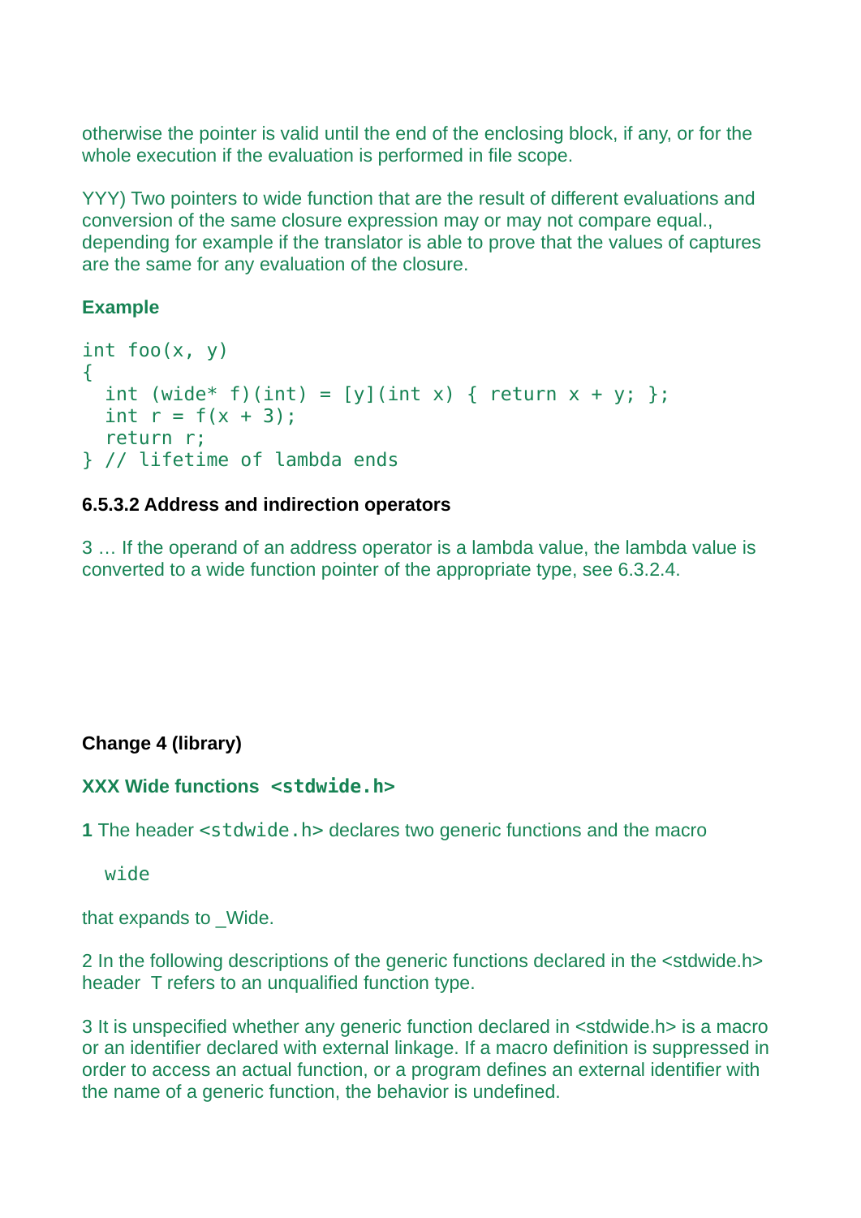otherwise the pointer is valid until the end of the enclosing block, if any, or for the whole execution if the evaluation is performed in file scope.

YYY) Two pointers to wide function that are the result of different evaluations and conversion of the same closure expression may or may not compare equal., depending for example if the translator is able to prove that the values of captures are the same for any evaluation of the closure.

**Example**

```
int foo(x, y)
{
  int (wide* f)(int) = [y](int x) { return x + y; };
  int r = f(x + 3);
  return r;
} // lifetime of lambda ends
```

**6.5.3.2 Address and indirection operators**

3 … If the operand of an address operator is a lambda value, the lambda value is converted to a wide function pointer of the appropriate type, see 6.3.2.4.

**Change 4 (library)**

**XXX Wide functions `<stdwide.h>`**

**1** The header `<stdwide.h>` declares two generic functions and the macro

```
wide
```

that expands to _Wide.

2 In the following descriptions of the generic functions declared in the <stdwide.h> header  T refers to an unqualified function type.

3 It is unspecified whether any generic function declared in <stdwide.h> is a macro or an identifier declared with external linkage. If a macro definition is suppressed in order to access an actual function, or a program defines an external identifier with the name of a generic function, the behavior is undefined.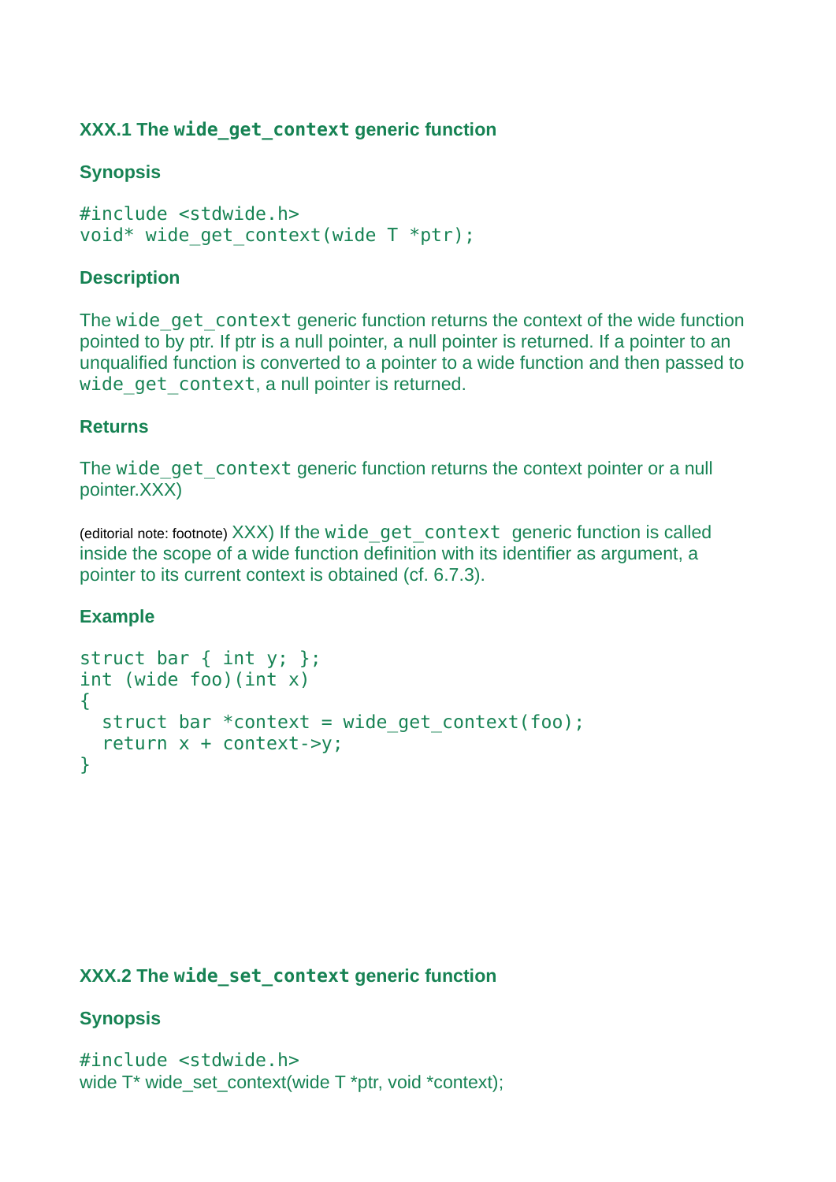### XXX.1 The `wide_get_context` generic function

#### Synopsis

```
#include <stdwide.h>
void* wide_get_context(wide T *ptr);
```

#### Description

The `wide_get_context` generic function returns the context of the wide function pointed to by ptr. If ptr is a null pointer, a null pointer is returned. If a pointer to an unqualified function is converted to a pointer to a wide function and then passed to `wide_get_context`, a null pointer is returned.

#### Returns

The `wide_get_context` generic function returns the context pointer or a null pointer.XXX)

(editorial note: footnote) XXX) If the `wide_get_context` generic function is called inside the scope of a wide function definition with its identifier as argument, a pointer to its current context is obtained (cf. 6.7.3).

#### Example

```
struct bar { int y; };
int (wide foo)(int x)
{
  struct bar *context = wide_get_context(foo);
  return x + context->y;
}
```

### XXX.2 The `wide_set_context` generic function

#### Synopsis

```
#include <stdwide.h>
wide T* wide_set_context(wide T *ptr, void *context);
```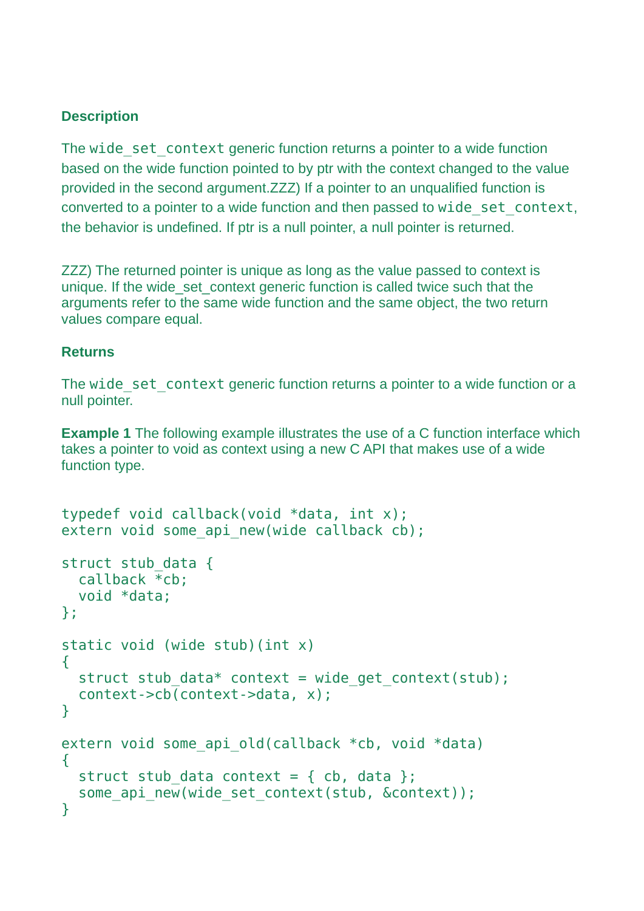**Description**

The `wide_set_context` generic function returns a pointer to a wide function based on the wide function pointed to by ptr with the context changed to the value provided in the second argument.ZZZ) If a pointer to an unqualified function is converted to a pointer to a wide function and then passed to `wide_set_context`, the behavior is undefined. If ptr is a null pointer, a null pointer is returned.

ZZZ) The returned pointer is unique as long as the value passed to context is unique. If the wide_set_context generic function is called twice such that the arguments refer to the same wide function and the same object, the two return values compare equal.

**Returns**

The `wide_set_context` generic function returns a pointer to a wide function or a null pointer.

**Example 1** The following example illustrates the use of a C function interface which takes a pointer to void as context using a new C API that makes use of a wide function type.

```
typedef void callback(void *data, int x);
extern void some_api_new(wide callback cb);

struct stub_data {
  callback *cb;
  void *data;
};

static void (wide stub)(int x)
{
  struct stub_data* context = wide_get_context(stub);
  context->cb(context->data, x);
}

extern void some_api_old(callback *cb, void *data)
{
  struct stub_data context = { cb, data };
  some_api_new(wide_set_context(stub, &context));
}
```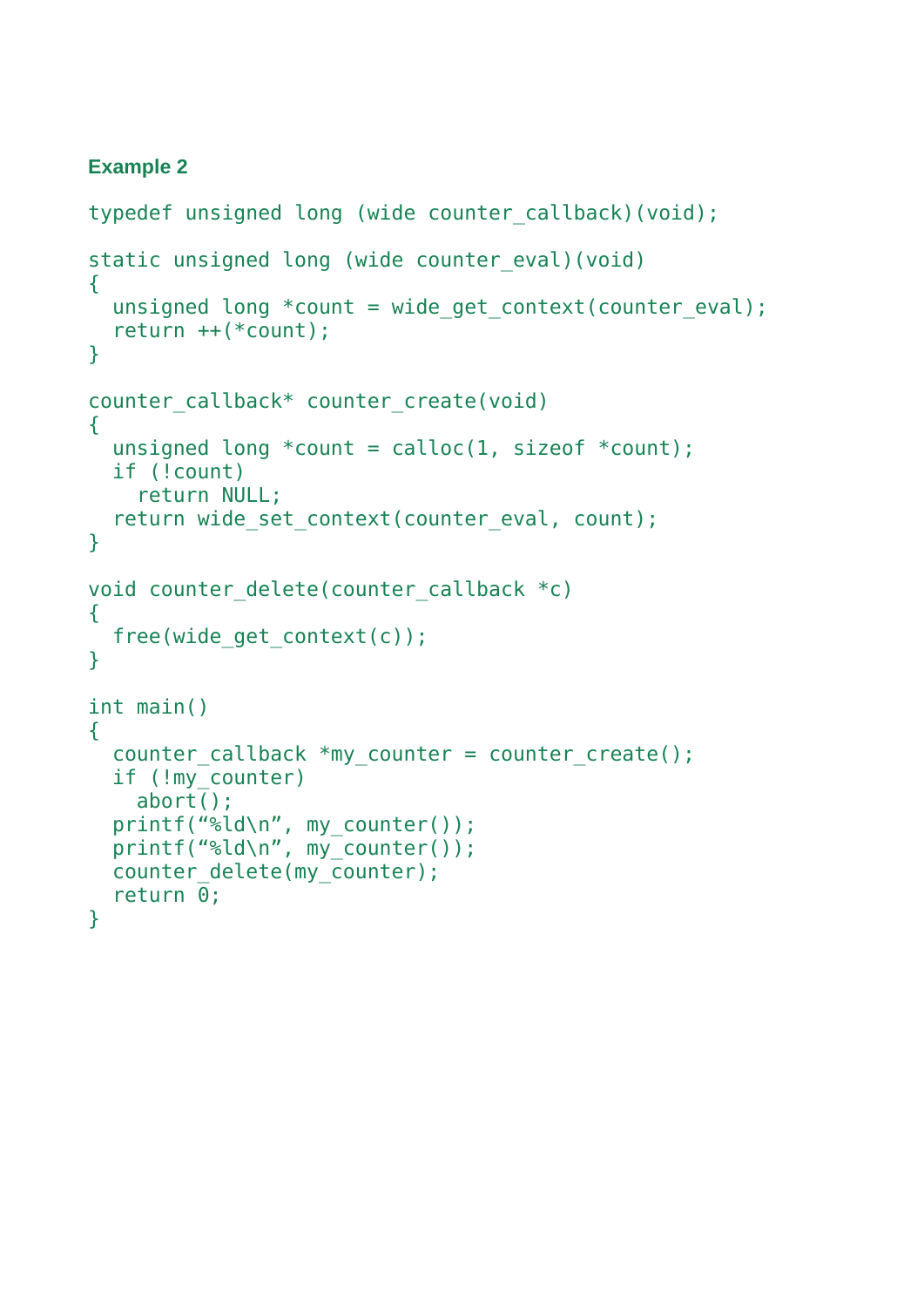**Example 2**

```
typedef unsigned long (wide counter_callback)(void);

static unsigned long (wide counter_eval)(void)
{
  unsigned long *count = wide_get_context(counter_eval);
  return ++(*count);
}

counter_callback* counter_create(void)
{
  unsigned long *count = calloc(1, sizeof *count);
  if (!count)
    return NULL;
  return wide_set_context(counter_eval, count);
}

void counter_delete(counter_callback *c)
{
  free(wide_get_context(c));
}

int main()
{
  counter_callback *my_counter = counter_create();
  if (!my_counter)
    abort();
  printf(“%ld\n”, my_counter());
  printf(“%ld\n”, my_counter());
  counter_delete(my_counter);
  return 0;
}
```